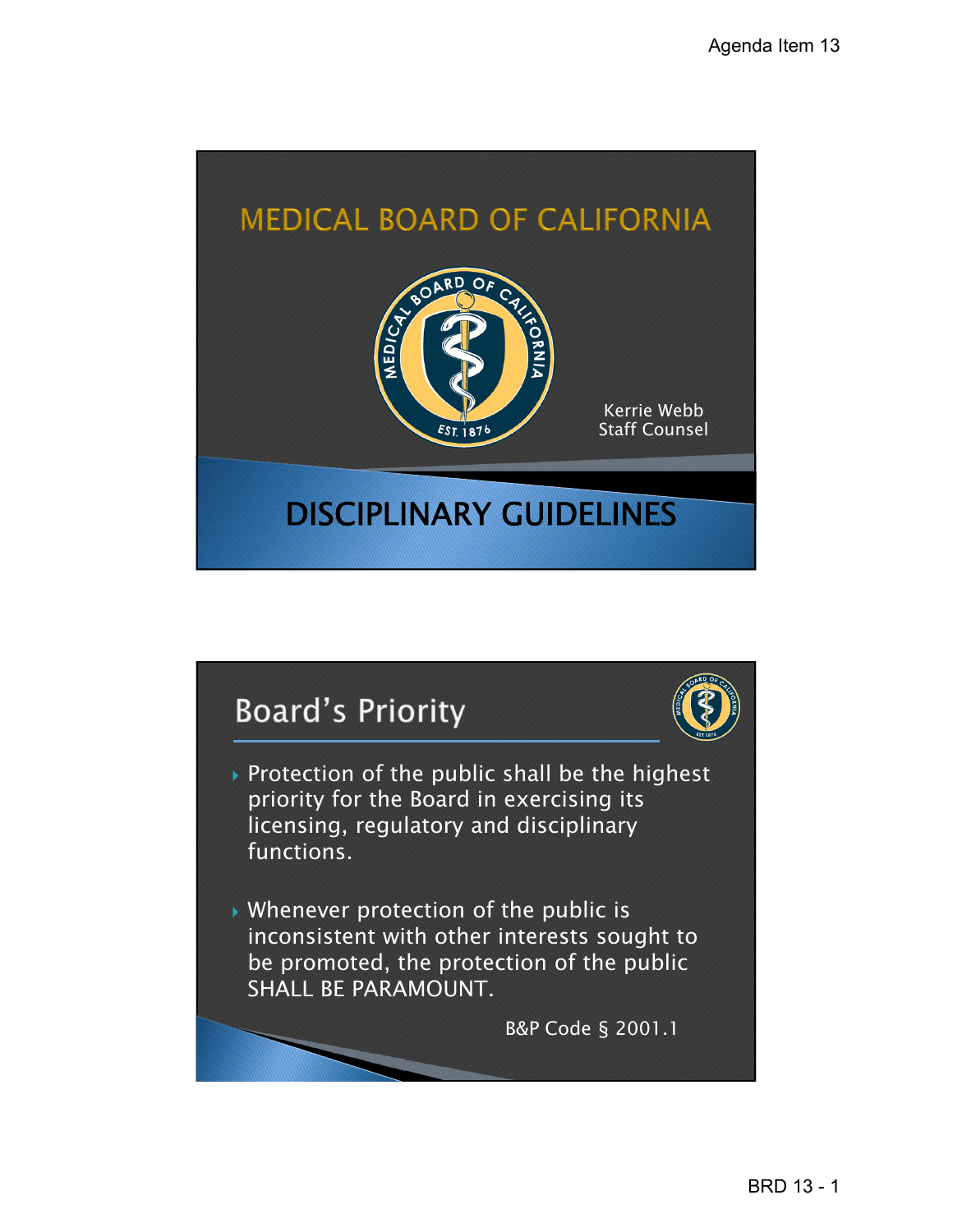# MEDICAL BOARD OF CALIFORNIA

Kerrie Webb
Staff Counsel

## DISCIPLINARY GUIDELINES

## Board's Priority

- Protection of the public shall be the highest priority for the Board in exercising its licensing, regulatory and disciplinary functions.
- Whenever protection of the public is inconsistent with other interests sought to be promoted, the protection of the public SHALL BE PARAMOUNT.

B&P Code § 2001.1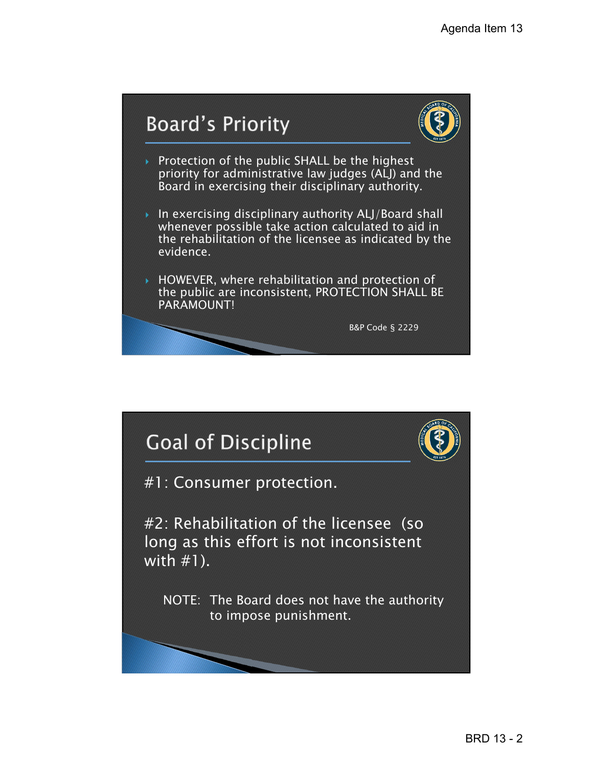## Board's Priority

- Protection of the public SHALL be the highest priority for administrative law judges (ALJ) and the Board in exercising their disciplinary authority.
- In exercising disciplinary authority ALJ/Board shall whenever possible take action calculated to aid in the rehabilitation of the licensee as indicated by the evidence.
- HOWEVER, where rehabilitation and protection of the public are inconsistent, PROTECTION SHALL BE PARAMOUNT!

B&P Code § 2229

## Goal of Discipline

#1: Consumer protection.

#2: Rehabilitation of the licensee (so long as this effort is not inconsistent with #1).

NOTE: The Board does not have the authority to impose punishment.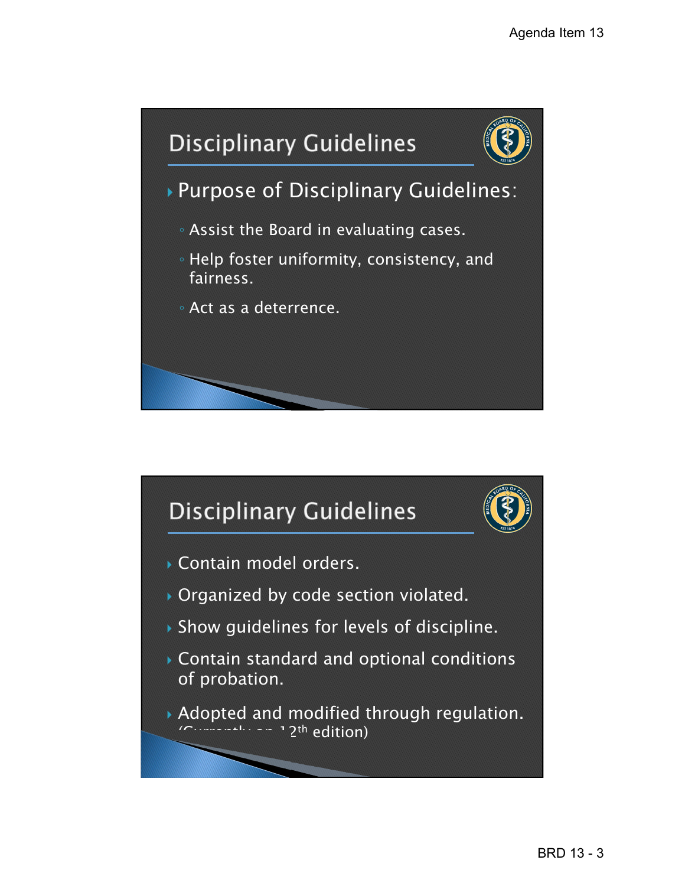## Disciplinary Guidelines

- Purpose of Disciplinary Guidelines:
  - Assist the Board in evaluating cases.
  - Help foster uniformity, consistency, and fairness.
  - Act as a deterrence.

## Disciplinary Guidelines

- Contain model orders.
- Organized by code section violated.
- Show guidelines for levels of discipline.
- Contain standard and optional conditions of probation.
- Adopted and modified through regulation. (Currently on 12th edition)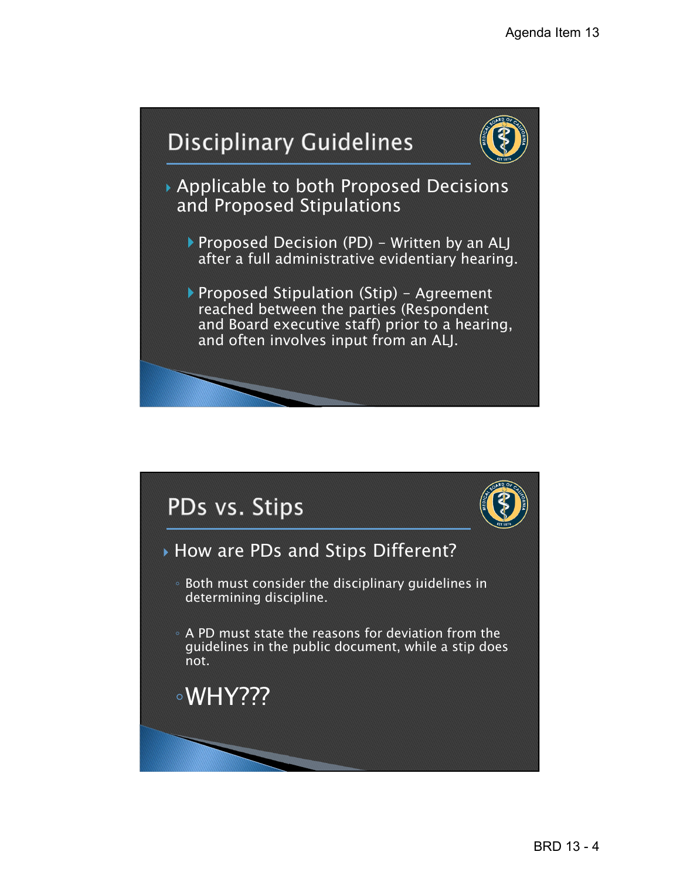## Disciplinary Guidelines

- Applicable to both Proposed Decisions and Proposed Stipulations
  - Proposed Decision (PD) – Written by an ALJ after a full administrative evidentiary hearing.
  - Proposed Stipulation (Stip) – Agreement reached between the parties (Respondent and Board executive staff) prior to a hearing, and often involves input from an ALJ.

## PDs vs. Stips

- How are PDs and Stips Different?
  - Both must consider the disciplinary guidelines in determining discipline.
  - A PD must state the reasons for deviation from the guidelines in the public document, while a stip does not.
  - WHY???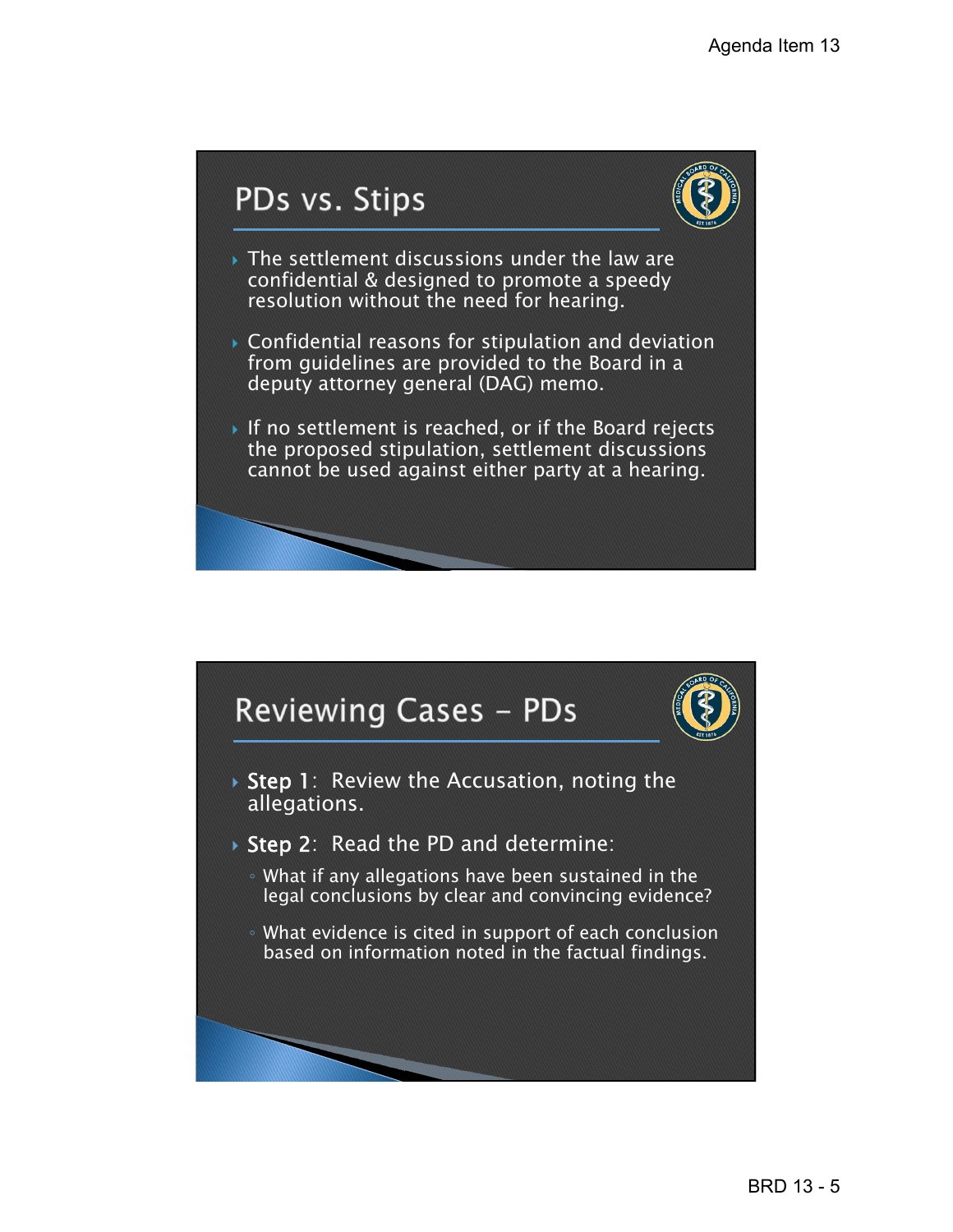## PDs vs. Stips

- The settlement discussions under the law are confidential & designed to promote a speedy resolution without the need for hearing.
- Confidential reasons for stipulation and deviation from guidelines are provided to the Board in a deputy attorney general (DAG) memo.
- If no settlement is reached, or if the Board rejects the proposed stipulation, settlement discussions cannot be used against either party at a hearing.

## Reviewing Cases – PDs

- **Step 1**: Review the Accusation, noting the allegations.
- **Step 2**: Read the PD and determine:
  - What if any allegations have been sustained in the legal conclusions by clear and convincing evidence?
  - What evidence is cited in support of each conclusion based on information noted in the factual findings.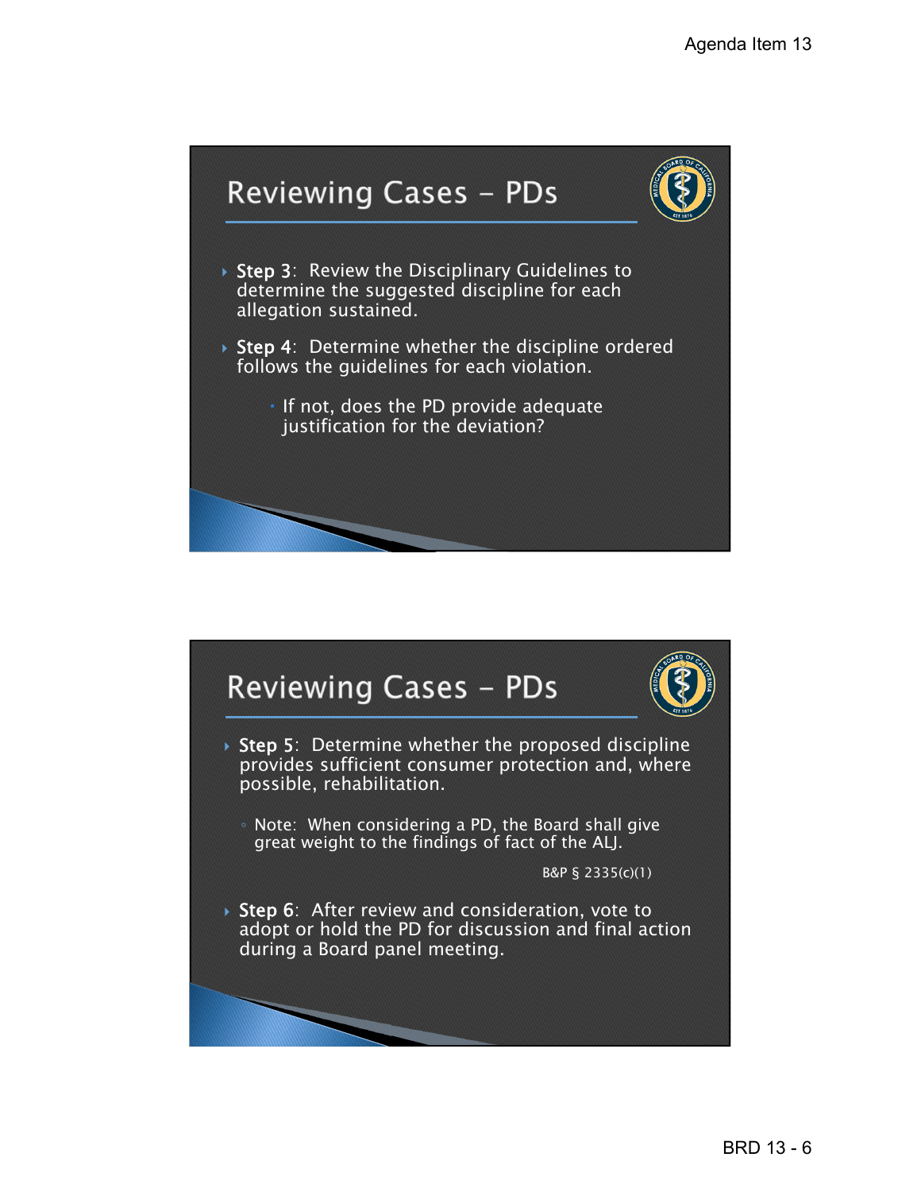## Reviewing Cases – PDs

- **Step 3**: Review the Disciplinary Guidelines to determine the suggested discipline for each allegation sustained.
- **Step 4**: Determine whether the discipline ordered follows the guidelines for each violation.
  - If not, does the PD provide adequate justification for the deviation?

## Reviewing Cases – PDs

- **Step 5**: Determine whether the proposed discipline provides sufficient consumer protection and, where possible, rehabilitation.
  - Note: When considering a PD, the Board shall give great weight to the findings of fact of the ALJ.

    B&P § 2335(c)(1)
- **Step 6**: After review and consideration, vote to adopt or hold the PD for discussion and final action during a Board panel meeting.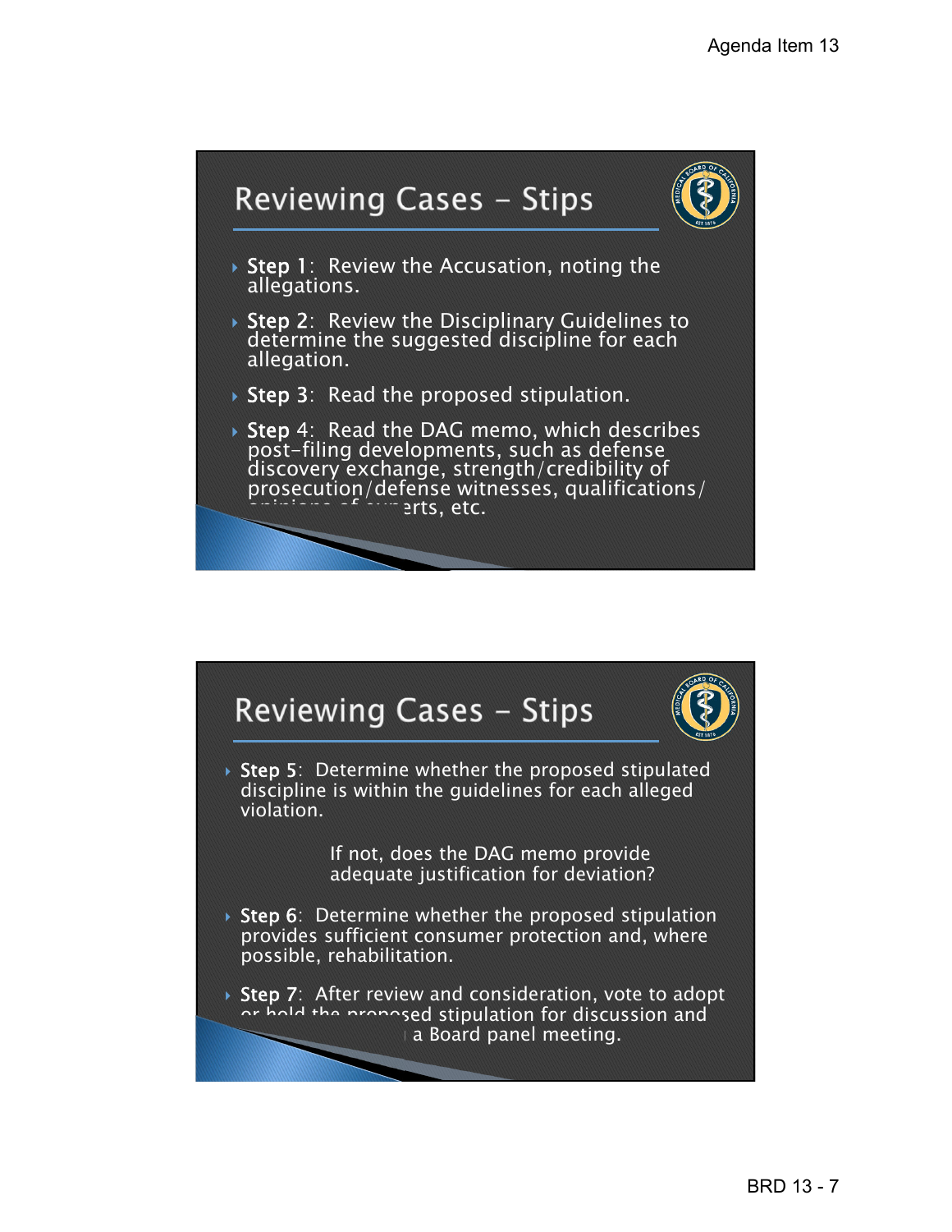## Reviewing Cases – Stips

- **Step 1**: Review the Accusation, noting the allegations.
- **Step 2**: Review the Disciplinary Guidelines to determine the suggested discipline for each allegation.
- **Step 3**: Read the proposed stipulation.
- **Step 4**: Read the DAG memo, which describes post-filing developments, such as defense discovery exchange, strength/credibility of prosecution/defense witnesses, qualifications/opinions of experts, etc.

## Reviewing Cases – Stips

- **Step 5**: Determine whether the proposed stipulated discipline is within the guidelines for each alleged violation.

  If not, does the DAG memo provide adequate justification for deviation?

- **Step 6**: Determine whether the proposed stipulation provides sufficient consumer protection and, where possible, rehabilitation.
- **Step 7**: After review and consideration, vote to adopt or hold the proposed stipulation for discussion and a Board panel meeting.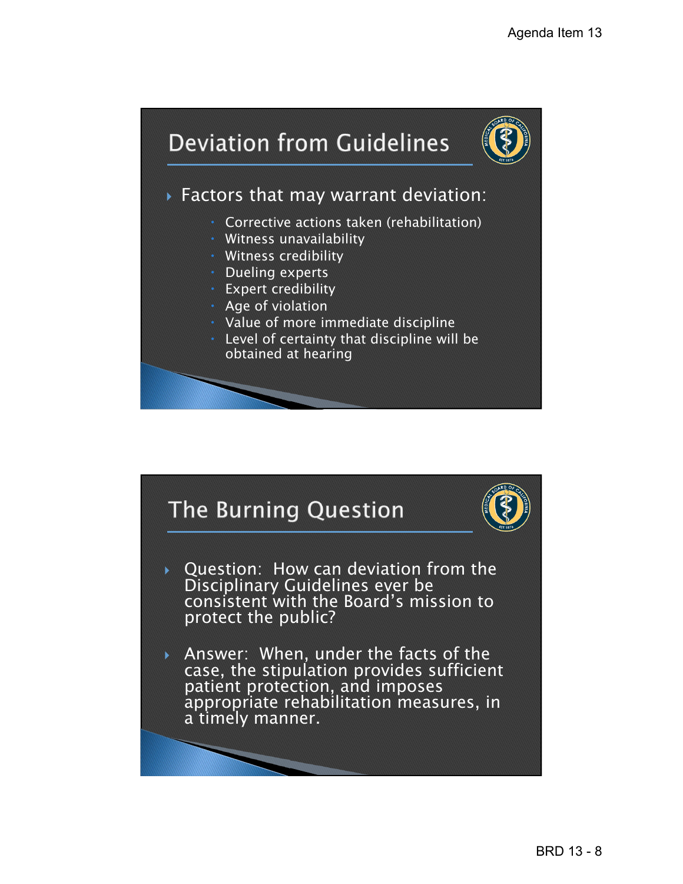## Deviation from Guidelines

- Factors that may warrant deviation:
  - Corrective actions taken (rehabilitation)
  - Witness unavailability
  - Witness credibility
  - Dueling experts
  - Expert credibility
  - Age of violation
  - Value of more immediate discipline
  - Level of certainty that discipline will be obtained at hearing

## The Burning Question

- Question: How can deviation from the Disciplinary Guidelines ever be consistent with the Board's mission to protect the public?

- Answer: When, under the facts of the case, the stipulation provides sufficient patient protection, and imposes appropriate rehabilitation measures, in a timely manner.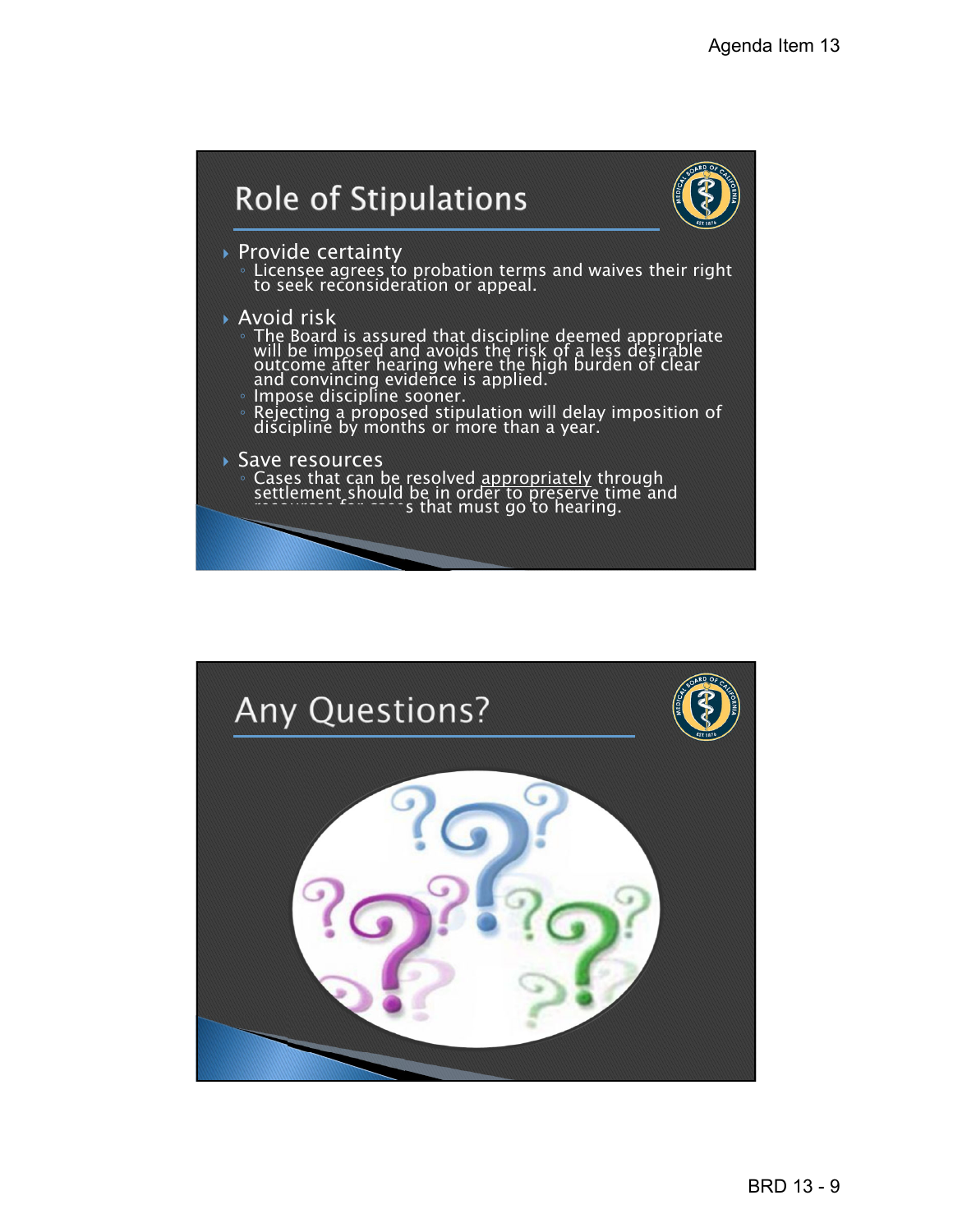## Role of Stipulations

- Provide certainty
  - Licensee agrees to probation terms and waives their right to seek reconsideration or appeal.
- Avoid risk
  - The Board is assured that discipline deemed appropriate will be imposed and avoids the risk of a less desirable outcome after hearing where the high burden of clear and convincing evidence is applied.
  - Impose discipline sooner.
  - Rejecting a proposed stipulation will delay imposition of discipline by months or more than a year.
- Save resources
  - Cases that can be resolved appropriately through settlement should be in order to preserve time and resources for cases that must go to hearing.

## Any Questions?